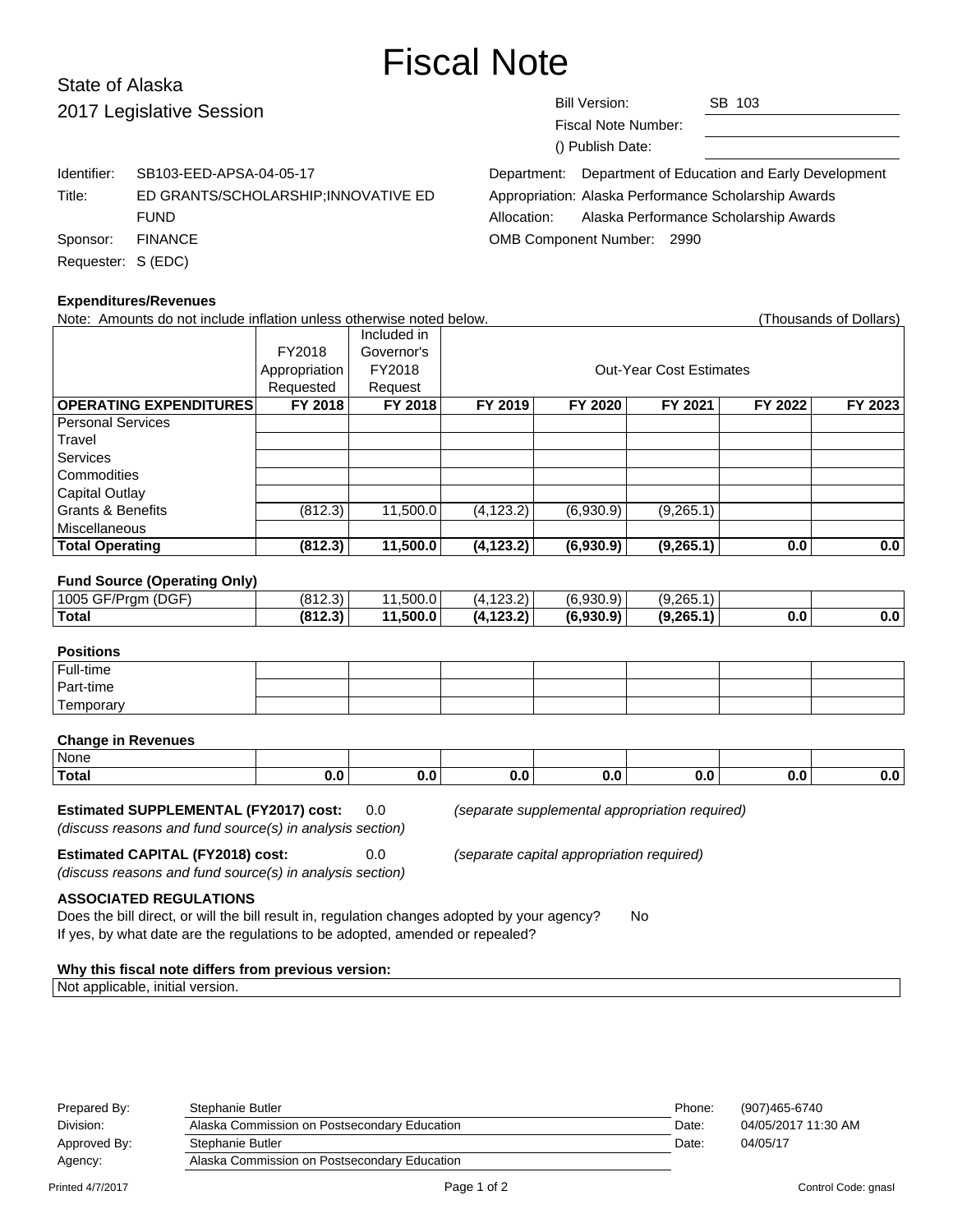# Fiscal Note

State of Alaska
2017 Legislative Session

| | |
|---|---|
| Bill Version: | SB 103 |
| Fiscal Note Number: | |
| () Publish Date: | |

Identifier: SB103-EED-APSA-04-05-17
Title: ED GRANTS/SCHOLARSHIP;INNOVATIVE ED FUND
Sponsor: FINANCE
Requester: S (EDC)

Department: Department of Education and Early Development
Appropriation: Alaska Performance Scholarship Awards
Allocation: Alaska Performance Scholarship Awards
OMB Component Number: 2990

**Expenditures/Revenues**

Note: Amounts do not include inflation unless otherwise noted below. (Thousands of Dollars)

| | FY2018 Appropriation Requested | Included in Governor's FY2018 Request | Out-Year Cost Estimates | | | | |
|---|---|---|---|---|---|---|---|
| **OPERATING EXPENDITURES** | **FY 2018** | **FY 2018** | **FY 2019** | **FY 2020** | **FY 2021** | **FY 2022** | **FY 2023** |
| Personal Services | | | | | | | |
| Travel | | | | | | | |
| Services | | | | | | | |
| Commodities | | | | | | | |
| Capital Outlay | | | | | | | |
| Grants & Benefits | (812.3) | 11,500.0 | (4,123.2) | (6,930.9) | (9,265.1) | | |
| Miscellaneous | | | | | | | |
| **Total Operating** | **(812.3)** | **11,500.0** | **(4,123.2)** | **(6,930.9)** | **(9,265.1)** | **0.0** | **0.0** |

**Fund Source (Operating Only)**

| | | | | | | | |
|---|---|---|---|---|---|---|---|
| 1005 GF/Prgm (DGF) | (812.3) | 11,500.0 | (4,123.2) | (6,930.9) | (9,265.1) | | |
| **Total** | **(812.3)** | **11,500.0** | **(4,123.2)** | **(6,930.9)** | **(9,265.1)** | **0.0** | **0.0** |

**Positions**

| | | | | | | | |
|---|---|---|---|---|---|---|---|
| Full-time | | | | | | | |
| Part-time | | | | | | | |
| Temporary | | | | | | | |

**Change in Revenues**

| | | | | | | | |
|---|---|---|---|---|---|---|---|
| None | | | | | | | |
| **Total** | **0.0** | **0.0** | **0.0** | **0.0** | **0.0** | **0.0** | **0.0** |

**Estimated SUPPLEMENTAL (FY2017) cost:** 0.0 *(separate supplemental appropriation required)*
*(discuss reasons and fund source(s) in analysis section)*

**Estimated CAPITAL (FY2018) cost:** 0.0 *(separate capital appropriation required)*
*(discuss reasons and fund source(s) in analysis section)*

**ASSOCIATED REGULATIONS**

Does the bill direct, or will the bill result in, regulation changes adopted by your agency? No
If yes, by what date are the regulations to be adopted, amended or repealed?

**Why this fiscal note differs from previous version:**

Not applicable, initial version.

| | | | |
|---|---|---|---|
| Prepared By: | Stephanie Butler | Phone: | (907)465-6740 |
| Division: | Alaska Commission on Postsecondary Education | Date: | 04/05/2017 11:30 AM |
| Approved By: | Stephanie Butler | Date: | 04/05/17 |
| Agency: | Alaska Commission on Postsecondary Education | | |

Printed 4/7/2017 Control Code: gnasl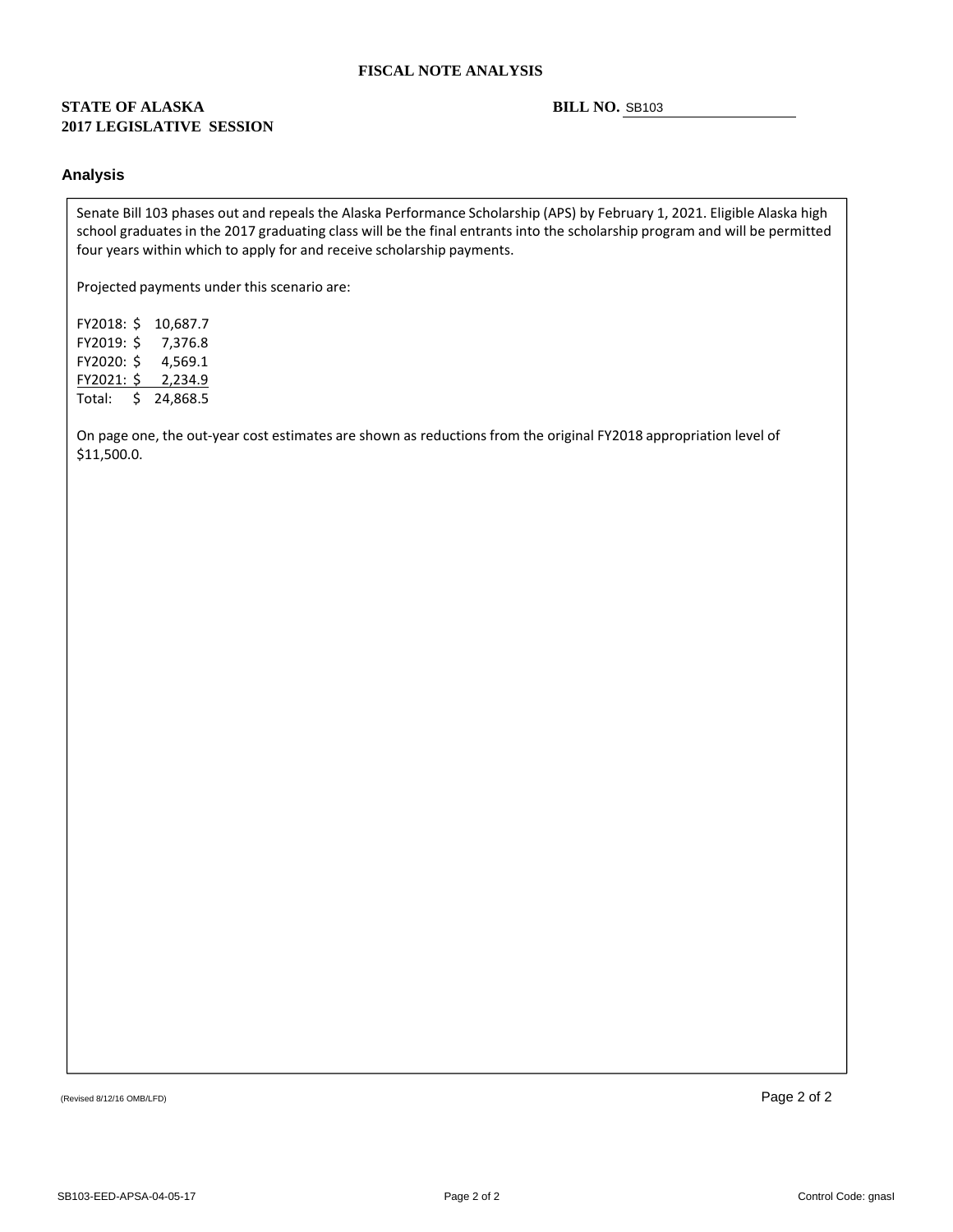**FISCAL NOTE ANALYSIS**

**STATE OF ALASKA**
**2017 LEGISLATIVE SESSION**

**BILL NO.** SB103

## Analysis

Senate Bill 103 phases out and repeals the Alaska Performance Scholarship (APS) by February 1, 2021. Eligible Alaska high school graduates in the 2017 graduating class will be the final entrants into the scholarship program and will be permitted four years within which to apply for and receive scholarship payments.

Projected payments under this scenario are:

| | |
|---|---|
| FY2018: | $ 10,687.7 |
| FY2019: | $ 7,376.8 |
| FY2020: | $ 4,569.1 |
| FY2021: | $ 2,234.9 |
| Total: | $ 24,868.5 |

On page one, the out-year cost estimates are shown as reductions from the original FY2018 appropriation level of $11,500.0.

(Revised 8/12/16 OMB/LFD)

SB103-EED-APSA-04-05-17

Control Code: gnasl